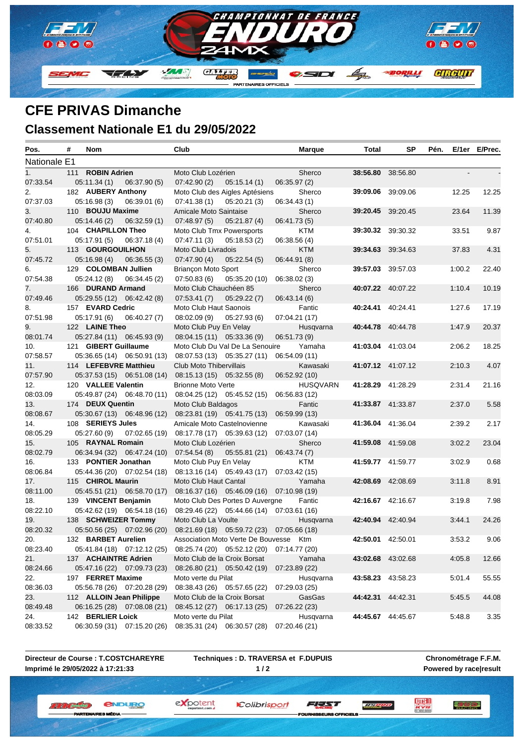# CFE PRIVAS Dimanche

## Classement Nationale E1 du 29/05/2022

| Pos. | # | Nom | Club | Marque | Total | SP | Pén. | E/1er | E/Prec. |
|---|---|---|---|---|---|---|---|---|---|
| Nationale E1 | | | | | | | | | |
| 1. | 111 | **ROBIN Adrien** | Moto Club Lozérien | Sherco | **38:56.80** | 38:56.80 | | - | - |
| 07:33.54 | | 05:11.34 (1) 06:37.90 (5) | 07:42.90 (2) 05:15.14 (1) | 06:35.97 (2) | | | | | |
| 2. | 182 | **AUBERY Anthony** | Moto Club des Aigles Aptésiens | Sherco | **39:09.06** | 39:09.06 | | 12.25 | 12.25 |
| 07:37.03 | | 05:16.98 (3) 06:39.01 (6) | 07:41.38 (1) 05:20.21 (3) | 06:34.43 (1) | | | | | |
| 3. | 110 | **BOUJU Maxime** | Amicale Moto Saintaise | Sherco | **39:20.45** | 39:20.45 | | 23.64 | 11.39 |
| 07:40.80 | | 05:14.46 (2) 06:32.59 (1) | 07:48.97 (5) 05:21.87 (4) | 06:41.73 (5) | | | | | |
| 4. | 104 | **CHAPILLON Theo** | Moto Club Tmx Powersports | KTM | **39:30.32** | 39:30.32 | | 33.51 | 9.87 |
| 07:51.01 | | 05:17.91 (5) 06:37.18 (4) | 07:47.11 (3) 05:18.53 (2) | 06:38.56 (4) | | | | | |
| 5. | 113 | **GOURGOUILHON** | Moto Club Livradois | KTM | **39:34.63** | 39:34.63 | | 37.83 | 4.31 |
| 07:45.72 | | 05:16.98 (4) 06:36.55 (3) | 07:47.90 (4) 05:22.54 (5) | 06:44.91 (8) | | | | | |
| 6. | 129 | **COLOMBAN Jullien** | Briançon Moto Sport | Sherco | **39:57.03** | 39:57.03 | | 1:00.2 | 22.40 |
| 07:54.38 | | 05:24.12 (8) 06:34.45 (2) | 07:50.83 (6) 05:35.20 (10) | 06:38.02 (3) | | | | | |
| 7. | 166 | **DURAND Armand** | Moto Club Chauchéen 85 | Sherco | **40:07.22** | 40:07.22 | | 1:10.4 | 10.19 |
| 07:49.46 | | 05:29.55 (12) 06:42.42 (8) | 07:53.41 (7) 05:29.22 (7) | 06:43.14 (6) | | | | | |
| 8. | 157 | **EVARD Cedric** | Moto Club Haut Saonois | Fantic | **40:24.41** | 40:24.41 | | 1:27.6 | 17.19 |
| 07:51.98 | | 05:17.91 (6) 06:40.27 (7) | 08:02.09 (9) 05:27.93 (6) | 07:04.21 (17) | | | | | |
| 9. | 122 | **LAINE Theo** | Moto Club Puy En Velay | Husqvarna | **40:44.78** | 40:44.78 | | 1:47.9 | 20.37 |
| 08:01.74 | | 05:27.84 (11) 06:45.93 (9) | 08:04.15 (11) 05:33.36 (9) | 06:51.73 (9) | | | | | |
| 10. | 121 | **GIBERT Guillaume** | Moto Club Du Val De La Senouire | Yamaha | **41:03.04** | 41:03.04 | | 2:06.2 | 18.25 |
| 07:58.57 | | 05:36.65 (14) 06:50.91 (13) | 08:07.53 (13) 05:35.27 (11) | 06:54.09 (11) | | | | | |
| 11. | 114 | **LEFEBVRE Matthieu** | Club Moto Thibervillais | Kawasaki | **41:07.12** | 41:07.12 | | 2:10.3 | 4.07 |
| 07:57.90 | | 05:37.53 (15) 06:51.08 (14) | 08:15.13 (15) 05:32.55 (8) | 06:52.92 (10) | | | | | |
| 12. | 120 | **VALLEE Valentin** | Brionne Moto Verte | HUSQVARN | **41:28.29** | 41:28.29 | | 2:31.4 | 21.16 |
| 08:03.09 | | 05:49.87 (24) 06:48.70 (11) | 08:04.25 (12) 05:45.52 (15) | 06:56.83 (12) | | | | | |
| 13. | 174 | **DEUX Quentin** | Moto Club Baldagos | Fantic | **41:33.87** | 41:33.87 | | 2:37.0 | 5.58 |
| 08:08.67 | | 05:30.67 (13) 06:48.96 (12) | 08:23.81 (19) 05:41.75 (13) | 06:59.99 (13) | | | | | |
| 14. | 108 | **SERIEYS Jules** | Amicale Moto Castelnovienne | Kawasaki | **41:36.04** | 41:36.04 | | 2:39.2 | 2.17 |
| 08:05.29 | | 05:27.60 (9) 07:02.65 (19) | 08:17.78 (17) 05:39.63 (12) | 07:03.07 (14) | | | | | |
| 15. | 105 | **RAYNAL Romain** | Moto Club Lozérien | Sherco | **41:59.08** | 41:59.08 | | 3:02.2 | 23.04 |
| 08:02.79 | | 06:34.94 (32) 06:47.24 (10) | 07:54.54 (8) 05:55.81 (21) | 06:43.74 (7) | | | | | |
| 16. | 133 | **PONTIER Jonathan** | Moto Club Puy En Velay | KTM | **41:59.77** | 41:59.77 | | 3:02.9 | 0.68 |
| 08:06.84 | | 05:44.36 (20) 07:02.54 (18) | 08:13.16 (14) 05:49.43 (17) | 07:03.42 (15) | | | | | |
| 17. | 115 | **CHIROL Maurin** | Moto Club Haut Cantal | Yamaha | **42:08.69** | 42:08.69 | | 3:11.8 | 8.91 |
| 08:11.00 | | 05:45.51 (21) 06:58.70 (17) | 08:16.37 (16) 05:46.09 (16) | 07:10.98 (19) | | | | | |
| 18. | 139 | **VINCENT Benjamin** | Moto Club Des Portes D Auvergne | Fantic | **42:16.67** | 42:16.67 | | 3:19.8 | 7.98 |
| 08:22.10 | | 05:42.62 (19) 06:54.18 (16) | 08:29.46 (22) 05:44.66 (14) | 07:03.61 (16) | | | | | |
| 19. | 138 | **SCHWEIZER Tommy** | Moto Club La Voulte | Husqvarna | **42:40.94** | 42:40.94 | | 3:44.1 | 24.26 |
| 08:20.32 | | 05:50.56 (25) 07:02.96 (20) | 08:21.69 (18) 05:59.72 (23) | 07:05.66 (18) | | | | | |
| 20. | 132 | **BARBET Aurelien** | Association Moto Verte De Bouvesse | Ktm | **42:50.01** | 42:50.01 | | 3:53.2 | 9.06 |
| 08:23.40 | | 05:41.84 (18) 07:12.12 (25) | 08:25.74 (20) 05:52.12 (20) | 07:14.77 (20) | | | | | |
| 21. | 137 | **ACHAINTRE Adrien** | Moto Club de la Croix Borsat | Yamaha | **43:02.68** | 43:02.68 | | 4:05.8 | 12.66 |
| 08:24.66 | | 05:47.16 (22) 07:09.73 (23) | 08:26.80 (21) 05:50.42 (19) | 07:23.89 (22) | | | | | |
| 22. | 197 | **FERRET Maxime** | Moto verte du Pilat | Husqvarna | **43:58.23** | 43:58.23 | | 5:01.4 | 55.55 |
| 08:36.03 | | 05:56.78 (26) 07:20.28 (29) | 08:38.43 (26) 05:57.65 (22) | 07:29.03 (25) | | | | | |
| 23. | 112 | **ALLOIN Jean Philippe** | Moto Club de la Croix Borsat | GasGas | **44:42.31** | 44:42.31 | | 5:45.5 | 44.08 |
| 08:49.48 | | 06:16.25 (28) 07:08.08 (21) | 08:45.12 (27) 06:17.13 (25) | 07:26.22 (23) | | | | | |
| 24. | 142 | **BERLIER Loick** | Moto verte du Pilat | Husqvarna | **44:45.67** | 44:45.67 | | 5:48.8 | 3.35 |
| 08:33.52 | | 06:30.59 (31) 07:15.20 (26) | 08:35.31 (24) 06:30.57 (28) | 07:20.46 (21) | | | | | |

**Directeur de Course : T.COSTCHAREYRE**
**Imprimé le 29/05/2022 à 17:21:33**

**Techniques : D. TRAVERSA et F.DUPUIS**

**Chronométrage F.F.M.**
**Powered by race|result**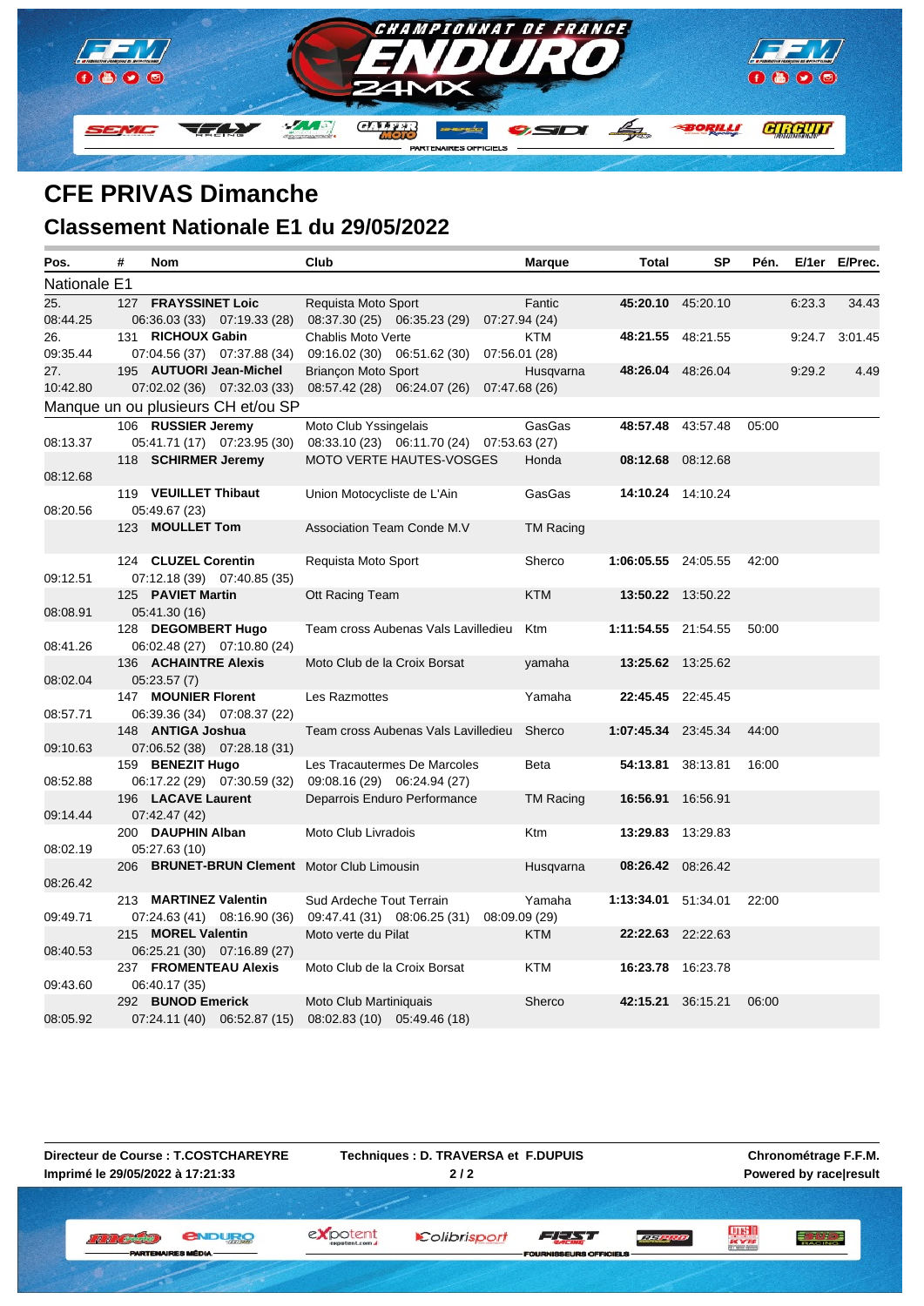# CFE PRIVAS Dimanche

## Classement Nationale E1 du 29/05/2022

| Pos. | # | Nom | Club | Marque | Total | SP | Pén. | E/1er | E/Prec. |
|---|---|---|---|---|---|---|---|---|---|
| **Nationale E1** | | | | | | | | | |
| 25. | 127 | **FRAYSSINET Loic** | Requista Moto Sport | Fantic | **45:20.10** | 45:20.10 | | 6:23.3 | 34.43 |
| 08:44.25 | | 06:36.03 (33) 07:19.33 (28) | 08:37.30 (25) 06:35.23 (29) | 07:27.94 (24) | | | | | |
| 26. | 131 | **RICHOUX Gabin** | Chablis Moto Verte | KTM | **48:21.55** | 48:21.55 | | 9:24.7 | 3:01.45 |
| 09:35.44 | | 07:04.56 (37) 07:37.88 (34) | 09:16.02 (30) 06:51.62 (30) | 07:56.01 (28) | | | | | |
| 27. | 195 | **AUTUORI Jean-Michel** | Briançon Moto Sport | Husqvarna | **48:26.04** | 48:26.04 | | 9:29.2 | 4.49 |
| 10:42.80 | | 07:02.02 (36) 07:32.03 (33) | 08:57.42 (28) 06:24.07 (26) | 07:47.68 (26) | | | | | |
| **Manque un ou plusieurs CH et/ou SP** | | | | | | | | | |
| | 106 | **RUSSIER Jeremy** | Moto Club Yssingelais | GasGas | **48:57.48** | 43:57.48 | 05:00 | | |
| 08:13.37 | | 05:41.71 (17) 07:23.95 (30) | 08:33.10 (23) 06:11.70 (24) | 07:53.63 (27) | | | | | |
| | 118 | **SCHIRMER Jeremy** | MOTO VERTE HAUTES-VOSGES | Honda | **08:12.68** | 08:12.68 | | | |
| 08:12.68 | | | | | | | | | |
| | 119 | **VEUILLET Thibaut** | Union Motocycliste de L'Ain | GasGas | **14:10.24** | 14:10.24 | | | |
| 08:20.56 | | 05:49.67 (23) | | | | | | | |
| | 123 | **MOULLET Tom** | Association Team Conde M.V | TM Racing | | | | | |
| | 124 | **CLUZEL Corentin** | Requista Moto Sport | Sherco | **1:06:05.55** | 24:05.55 | 42:00 | | |
| 09:12.51 | | 07:12.18 (39) 07:40.85 (35) | | | | | | | |
| | 125 | **PAVIET Martin** | Ott Racing Team | KTM | **13:50.22** | 13:50.22 | | | |
| 08:08.91 | | 05:41.30 (16) | | | | | | | |
| | 128 | **DEGOMBERT Hugo** | Team cross Aubenas Vals Lavilledieu | Ktm | **1:11:54.55** | 21:54.55 | 50:00 | | |
| 08:41.26 | | 06:02.48 (27) 07:10.80 (24) | | | | | | | |
| | 136 | **ACHAINTRE Alexis** | Moto Club de la Croix Borsat | yamaha | **13:25.62** | 13:25.62 | | | |
| 08:02.04 | | 05:23.57 (7) | | | | | | | |
| | 147 | **MOUNIER Florent** | Les Razmottes | Yamaha | **22:45.45** | 22:45.45 | | | |
| 08:57.71 | | 06:39.36 (34) 07:08.37 (22) | | | | | | | |
| | 148 | **ANTIGA Joshua** | Team cross Aubenas Vals Lavilledieu | Sherco | **1:07:45.34** | 23:45.34 | 44:00 | | |
| 09:10.63 | | 07:06.52 (38) 07:28.18 (31) | | | | | | | |
| | 159 | **BENEZIT Hugo** | Les Tracautermes De Marcoles | Beta | **54:13.81** | 38:13.81 | 16:00 | | |
| 08:52.88 | | 06:17.22 (29) 07:30.59 (32) | 09:08.16 (29) 06:24.94 (27) | | | | | | |
| | 196 | **LACAVE Laurent** | Deparrois Enduro Performance | TM Racing | **16:56.91** | 16:56.91 | | | |
| 09:14.44 | | 07:42.47 (42) | | | | | | | |
| | 200 | **DAUPHIN Alban** | Moto Club Livradois | Ktm | **13:29.83** | 13:29.83 | | | |
| 08:02.19 | | 05:27.63 (10) | | | | | | | |
| | 206 | **BRUNET-BRUN Clement** | Motor Club Limousin | Husqvarna | **08:26.42** | 08:26.42 | | | |
| 08:26.42 | | | | | | | | | |
| | 213 | **MARTINEZ Valentin** | Sud Ardeche Tout Terrain | Yamaha | **1:13:34.01** | 51:34.01 | 22:00 | | |
| 09:49.71 | | 07:24.63 (41) 08:16.90 (36) | 09:47.41 (31) 08:06.25 (31) | 08:09.09 (29) | | | | | |
| | 215 | **MOREL Valentin** | Moto verte du Pilat | KTM | **22:22.63** | 22:22.63 | | | |
| 08:40.53 | | 06:25.21 (30) 07:16.89 (27) | | | | | | | |
| | 237 | **FROMENTEAU Alexis** | Moto Club de la Croix Borsat | KTM | **16:23.78** | 16:23.78 | | | |
| 09:43.60 | | 06:40.17 (35) | | | | | | | |
| | 292 | **BUNOD Emerick** | Moto Club Martiniquais | Sherco | **42:15.21** | 36:15.21 | 06:00 | | |
| 08:05.92 | | 07:24.11 (40) 06:52.87 (15) | 08:02.83 (10) 05:49.46 (18) | | | | | | |

**Directeur de Course : T.COSTCHAREYRE**
**Imprimé le 29/05/2022 à 17:21:33**

**Techniques : D. TRAVERSA et F.DUPUIS**

**Chronométrage F.F.M.**
**Powered by race|result**